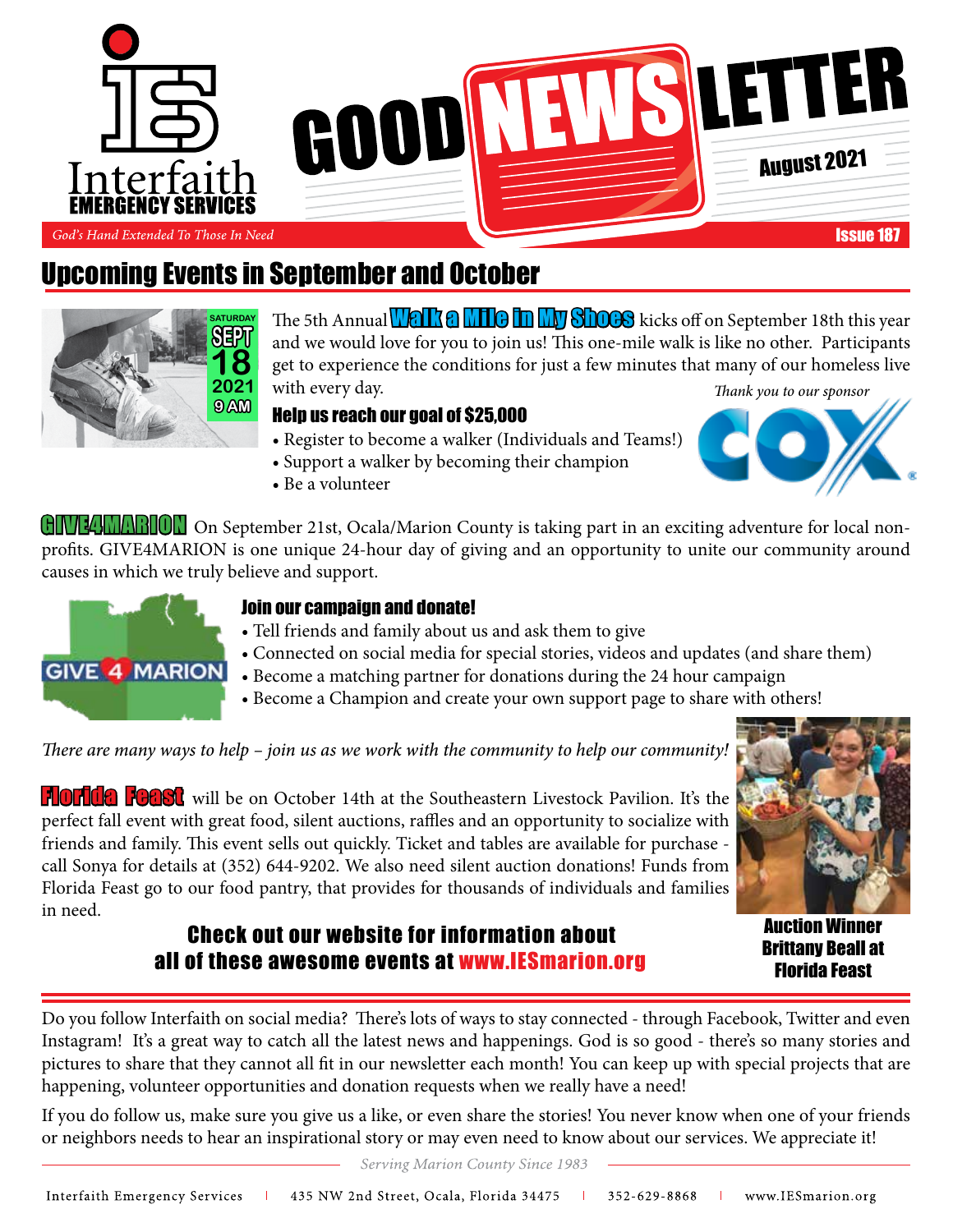Interfaith EMERGENCY SERVICES

# GOOD NEWS LETTER

August 2021

*God's Hand Extended To Those In Need*

Issue 187

## Upcoming Events in September and October

SATURDAY SEPT 18 2021 9 AM

The 5th Annual **Walk a Mile in My Shoes** kicks off on September 18th this year and we would love for you to join us! This one-mile walk is like no other. Participants get to experience the conditions for just a few minutes that many of our homeless live with every day.

*Thank you to our sponsor* COX

### Help us reach our goal of $25,000

- Register to become a walker (Individuals and Teams!)
- Support a walker by becoming their champion
- Be a volunteer

**GIVE4MARION** On September 21st, Ocala/Marion County is taking part in an exciting adventure for local non-profits. GIVE4MARION is one unique 24-hour day of giving and an opportunity to unite our community around causes in which we truly believe and support.

GIVE 4 MARION

### Join our campaign and donate!

- Tell friends and family about us and ask them to give
- Connected on social media for special stories, videos and updates (and share them)
- Become a matching partner for donations during the 24 hour campaign
- Become a Champion and create your own support page to share with others!

*There are many ways to help – join us as we work with the community to help our community!*

**Florida Feast** will be on October 14th at the Southeastern Livestock Pavilion. It's the perfect fall event with great food, silent auctions, raffles and an opportunity to socialize with friends and family. This event sells out quickly. Ticket and tables are available for purchase - call Sonya for details at (352) 644-9202. We also need silent auction donations! Funds from Florida Feast go to our food pantry, that provides for thousands of individuals and families in need.

Auction Winner Brittany Beall at Florida Feast

**Check out our website for information about all of these awesome events at www.IESmarion.org**

Do you follow Interfaith on social media? There's lots of ways to stay connected - through Facebook, Twitter and even Instagram! It's a great way to catch all the latest news and happenings. God is so good - there's so many stories and pictures to share that they cannot all fit in our newsletter each month! You can keep up with special projects that are happening, volunteer opportunities and donation requests when we really have a need!

If you do follow us, make sure you give us a like, or even share the stories! You never know when one of your friends or neighbors needs to hear an inspirational story or may even need to know about our services. We appreciate it!

*Serving Marion County Since 1983*

Interfaith Emergency Services | 435 NW 2nd Street, Ocala, Florida 34475 | 352-629-8868 | www.IESmarion.org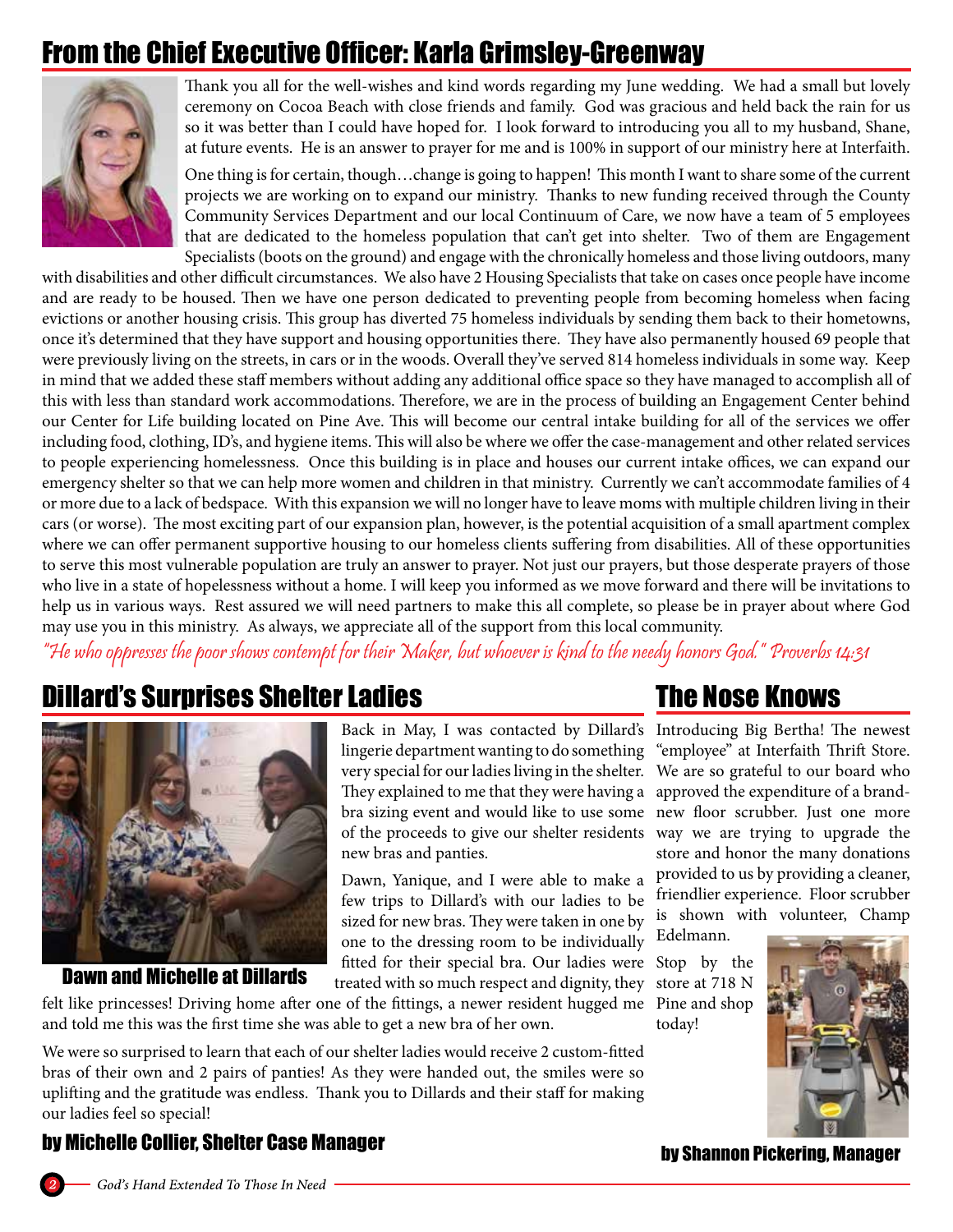## From the Chief Executive Officer: Karla Grimsley-Greenway

Thank you all for the well-wishes and kind words regarding my June wedding. We had a small but lovely ceremony on Cocoa Beach with close friends and family. God was gracious and held back the rain for us so it was better than I could have hoped for. I look forward to introducing you all to my husband, Shane, at future events. He is an answer to prayer for me and is 100% in support of our ministry here at Interfaith.

One thing is for certain, though…change is going to happen! This month I want to share some of the current projects we are working on to expand our ministry. Thanks to new funding received through the County Community Services Department and our local Continuum of Care, we now have a team of 5 employees that are dedicated to the homeless population that can't get into shelter. Two of them are Engagement Specialists (boots on the ground) and engage with the chronically homeless and those living outdoors, many with disabilities and other difficult circumstances. We also have 2 Housing Specialists that take on cases once people have income and are ready to be housed. Then we have one person dedicated to preventing people from becoming homeless when facing evictions or another housing crisis. This group has diverted 75 homeless individuals by sending them back to their hometowns, once it's determined that they have support and housing opportunities there. They have also permanently housed 69 people that were previously living on the streets, in cars or in the woods. Overall they've served 814 homeless individuals in some way. Keep in mind that we added these staff members without adding any additional office space so they have managed to accomplish all of this with less than standard work accommodations. Therefore, we are in the process of building an Engagement Center behind our Center for Life building located on Pine Ave. This will become our central intake building for all of the services we offer including food, clothing, ID's, and hygiene items. This will also be where we offer the case-management and other related services to people experiencing homelessness. Once this building is in place and houses our current intake offices, we can expand our emergency shelter so that we can help more women and children in that ministry. Currently we can't accommodate families of 4 or more due to a lack of bedspace. With this expansion we will no longer have to leave moms with multiple children living in their cars (or worse). The most exciting part of our expansion plan, however, is the potential acquisition of a small apartment complex where we can offer permanent supportive housing to our homeless clients suffering from disabilities. All of these opportunities to serve this most vulnerable population are truly an answer to prayer. Not just our prayers, but those desperate prayers of those who live in a state of hopelessness without a home. I will keep you informed as we move forward and there will be invitations to help us in various ways. Rest assured we will need partners to make this all complete, so please be in prayer about where God may use you in this ministry. As always, we appreciate all of the support from this local community.

*"He who oppresses the poor shows contempt for their Maker, but whoever is kind to the needy honors God." Proverbs 14:31*

## Dillard's Surprises Shelter Ladies

**Dawn and Michelle at Dillards**

Back in May, I was contacted by Dillard's lingerie department wanting to do something very special for our ladies living in the shelter. They explained to me that they were having a bra sizing event and would like to use some of the proceeds to give our shelter residents new bras and panties.

Dawn, Yanique, and I were able to make a few trips to Dillard's with our ladies to be sized for new bras. They were taken in one by one to the dressing room to be individually fitted for their special bra. Our ladies were treated with so much respect and dignity, they felt like princesses! Driving home after one of the fittings, a newer resident hugged me and told me this was the first time she was able to get a new bra of her own.

We were so surprised to learn that each of our shelter ladies would receive 2 custom-fitted bras of their own and 2 pairs of panties! As they were handed out, the smiles were so uplifting and the gratitude was endless. Thank you to Dillards and their staff for making our ladies feel so special!

**by Michelle Collier, Shelter Case Manager**

## The Nose Knows

Introducing Big Bertha! The newest "employee" at Interfaith Thrift Store. We are so grateful to our board who approved the expenditure of a brand-new floor scrubber. Just one more way we are trying to upgrade the store and honor the many donations provided to us by providing a cleaner, friendlier experience. Floor scrubber is shown with volunteer, Champ Edelmann.

Stop by the store at 718 N Pine and shop today!

**by Shannon Pickering, Manager**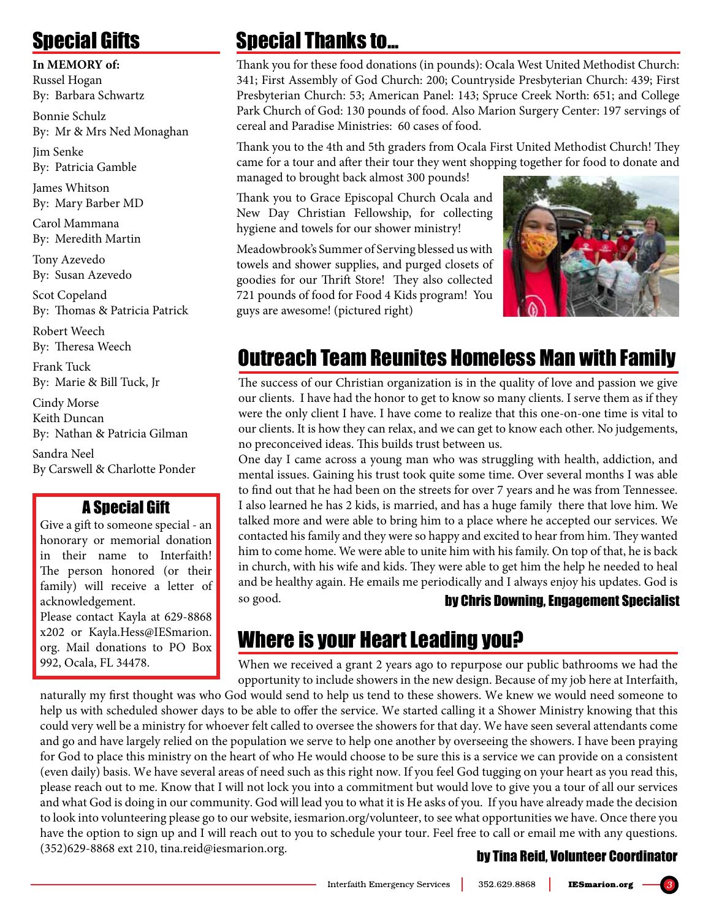## Special Gifts

**In MEMORY of:**

Russel Hogan
By: Barbara Schwartz

Bonnie Schulz
By: Mr & Mrs Ned Monaghan

Jim Senke
By: Patricia Gamble

James Whitson
By: Mary Barber MD

Carol Mammana
By: Meredith Martin

Tony Azevedo
By: Susan Azevedo

Scot Copeland
By: Thomas & Patricia Patrick

Robert Weech
By: Theresa Weech

Frank Tuck
By: Marie & Bill Tuck, Jr

Cindy Morse
Keith Duncan
By: Nathan & Patricia Gilman

Sandra Neel
By Carswell & Charlotte Ponder

### A Special Gift

Give a gift to someone special - an honorary or memorial donation in their name to Interfaith! The person honored (or their family) will receive a letter of acknowledgement.
Please contact Kayla at 629-8868 x202 or Kayla.Hess@IESmarion.org. Mail donations to PO Box 992, Ocala, FL 34478.

## Special Thanks to...

Thank you for these food donations (in pounds): Ocala West United Methodist Church: 341; First Assembly of God Church: 200; Countryside Presbyterian Church: 439; First Presbyterian Church: 53; American Panel: 143; Spruce Creek North: 651; and College Park Church of God: 130 pounds of food. Also Marion Surgery Center: 197 servings of cereal and Paradise Ministries: 60 cases of food.

Thank you to the 4th and 5th graders from Ocala First United Methodist Church! They came for a tour and after their tour they went shopping together for food to donate and managed to brought back almost 300 pounds!

Thank you to Grace Episcopal Church Ocala and New Day Christian Fellowship, for collecting hygiene and towels for our shower ministry!

Meadowbrook's Summer of Serving blessed us with towels and shower supplies, and purged closets of goodies for our Thrift Store! They also collected 721 pounds of food for Food 4 Kids program! You guys are awesome! (pictured right)

## Outreach Team Reunites Homeless Man with Family

The success of our Christian organization is in the quality of love and passion we give our clients. I have had the honor to get to know so many clients. I serve them as if they were the only client I have. I have come to realize that this one-on-one time is vital to our clients. It is how they can relax, and we can get to know each other. No judgements, no preconceived ideas. This builds trust between us.

One day I came across a young man who was struggling with health, addiction, and mental issues. Gaining his trust took quite some time. Over several months I was able to find out that he had been on the streets for over 7 years and he was from Tennessee. I also learned he has 2 kids, is married, and has a huge family there that love him. We talked more and were able to bring him to a place where he accepted our services. We contacted his family and they were so happy and excited to hear from him. They wanted him to come home. We were able to unite him with his family. On top of that, he is back in church, with his wife and kids. They were able to get him the help he needed to heal and be healthy again. He emails me periodically and I always enjoy his updates. God is so good.

**by Chris Downing, Engagement Specialist**

## Where is your Heart Leading you?

When we received a grant 2 years ago to repurpose our public bathrooms we had the opportunity to include showers in the new design. Because of my job here at Interfaith, naturally my first thought was who God would send to help us tend to these showers. We knew we would need someone to help us with scheduled shower days to be able to offer the service. We started calling it a Shower Ministry knowing that this could very well be a ministry for whoever felt called to oversee the showers for that day. We have seen several attendants come and go and have largely relied on the population we serve to help one another by overseeing the showers. I have been praying for God to place this ministry on the heart of who He would choose to be sure this is a service we can provide on a consistent (even daily) basis. We have several areas of need such as this right now. If you feel God tugging on your heart as you read this, please reach out to me. Know that I will not lock you into a commitment but would love to give you a tour of all our services and what God is doing in our community. God will lead you to what it is He asks of you. If you have already made the decision to look into volunteering please go to our website, iesmarion.org/volunteer, to see what opportunities we have. Once there you have the option to sign up and I will reach out to you to schedule your tour. Feel free to call or email me with any questions. (352)629-8868 ext 210, tina.reid@iesmarion.org.

**by Tina Reid, Volunteer Coordinator**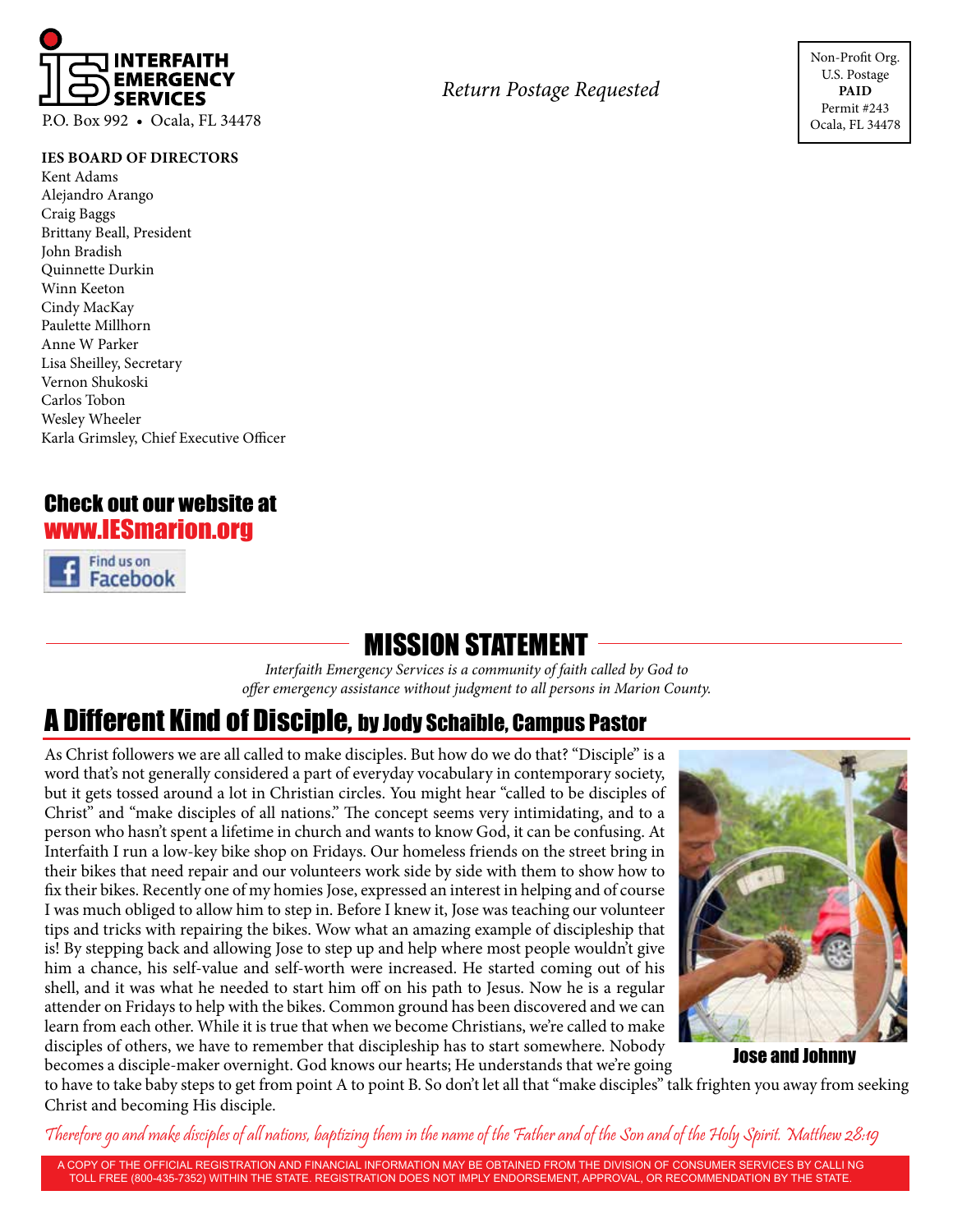**INTERFAITH EMERGENCY SERVICES**

P.O. Box 992 • Ocala, FL 34478

*Return Postage Requested*

Non-Profit Org.
U.S. Postage
**PAID**
Permit #243
Ocala, FL 34478

**IES BOARD OF DIRECTORS**

Kent Adams
Alejandro Arango
Craig Baggs
Brittany Beall, President
John Bradish
Quinnette Durkin
Winn Keeton
Cindy MacKay
Paulette Millhorn
Anne W Parker
Lisa Sheilley, Secretary
Vernon Shukoski
Carlos Tobon
Wesley Wheeler
Karla Grimsley, Chief Executive Officer

**Check out our website at**
**www.IESmarion.org**

Find us on Facebook

## MISSION STATEMENT

*Interfaith Emergency Services is a community of faith called by God to offer emergency assistance without judgment to all persons in Marion County.*

## A Different Kind of Disciple, by Jody Schaible, Campus Pastor

As Christ followers we are all called to make disciples. But how do we do that? "Disciple" is a word that's not generally considered a part of everyday vocabulary in contemporary society, but it gets tossed around a lot in Christian circles. You might hear "called to be disciples of Christ" and "make disciples of all nations." The concept seems very intimidating, and to a person who hasn't spent a lifetime in church and wants to know God, it can be confusing. At Interfaith I run a low-key bike shop on Fridays. Our homeless friends on the street bring in their bikes that need repair and our volunteers work side by side with them to show how to fix their bikes. Recently one of my homies Jose, expressed an interest in helping and of course I was much obliged to allow him to step in. Before I knew it, Jose was teaching our volunteer tips and tricks with repairing the bikes. Wow what an amazing example of discipleship that is! By stepping back and allowing Jose to step up and help where most people wouldn't give him a chance, his self-value and self-worth were increased. He started coming out of his shell, and it was what he needed to start him off on his path to Jesus. Now he is a regular attender on Fridays to help with the bikes. Common ground has been discovered and we can learn from each other. While it is true that when we become Christians, we're called to make disciples of others, we have to remember that discipleship has to start somewhere. Nobody becomes a disciple-maker overnight. God knows our hearts; He understands that we're going to have to take baby steps to get from point A to point B. So don't let all that "make disciples" talk frighten you away from seeking Christ and becoming His disciple.

**Jose and Johnny**

*Therefore go and make disciples of all nations, baptizing them in the name of the Father and of the Son and of the Holy Spirit. Matthew 28:19*

A COPY OF THE OFFICIAL REGISTRATION AND FINANCIAL INFORMATION MAY BE OBTAINED FROM THE DIVISION OF CONSUMER SERVICES BY CALLI NG TOLL FREE (800-435-7352) WITHIN THE STATE. REGISTRATION DOES NOT IMPLY ENDORSEMENT, APPROVAL, OR RECOMMENDATION BY THE STATE.